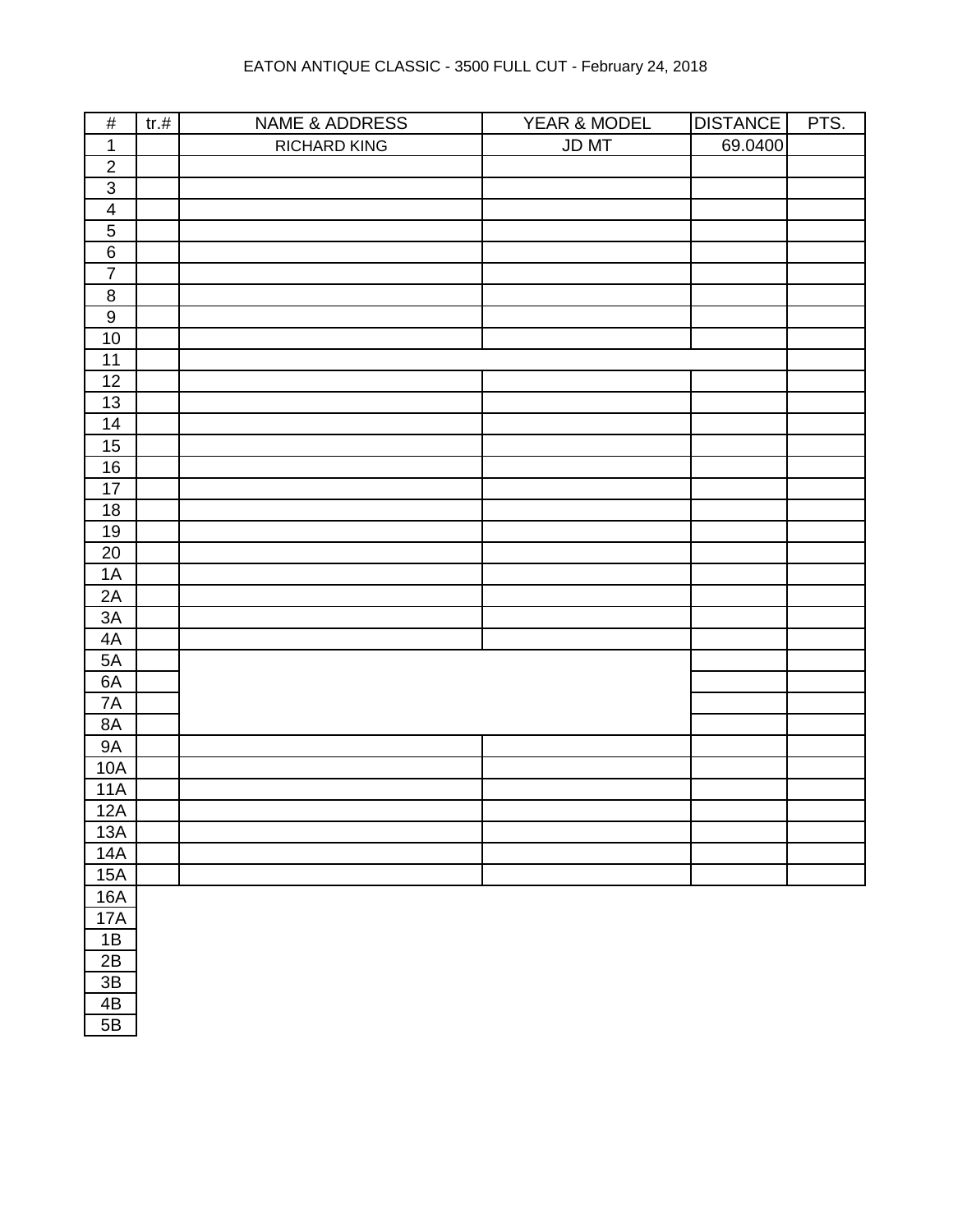EATON ANTIQUE CLASSIC - 3500 FULL CUT - February 24, 2018

| # | tr.# | NAME & ADDRESS | YEAR & MODEL | DISTANCE | PTS. |
|---|---|---|---|---|---|
| 1 | | RICHARD KING | JD MT | 69.0400 | |
| 2 | | | | | |
| 3 | | | | | |
| 4 | | | | | |
| 5 | | | | | |
| 6 | | | | | |
| 7 | | | | | |
| 8 | | | | | |
| 9 | | | | | |
| 10 | | | | | |
| 11 | | | | | |
| 12 | | | | | |
| 13 | | | | | |
| 14 | | | | | |
| 15 | | | | | |
| 16 | | | | | |
| 17 | | | | | |
| 18 | | | | | |
| 19 | | | | | |
| 20 | | | | | |
| 1A | | | | | |
| 2A | | | | | |
| 3A | | | | | |
| 4A | | | | | |
| 5A | | | | | |
| 6A | | | | | |
| 7A | | | | | |
| 8A | | | | | |
| 9A | | | | | |
| 10A | | | | | |
| 11A | | | | | |
| 12A | | | | | |
| 13A | | | | | |
| 14A | | | | | |
| 15A | | | | | |
| 16A | | | | | |
| 17A | | | | | |
| 1B | | | | | |
| 2B | | | | | |
| 3B | | | | | |
| 4B | | | | | |
| 5B | | | | | |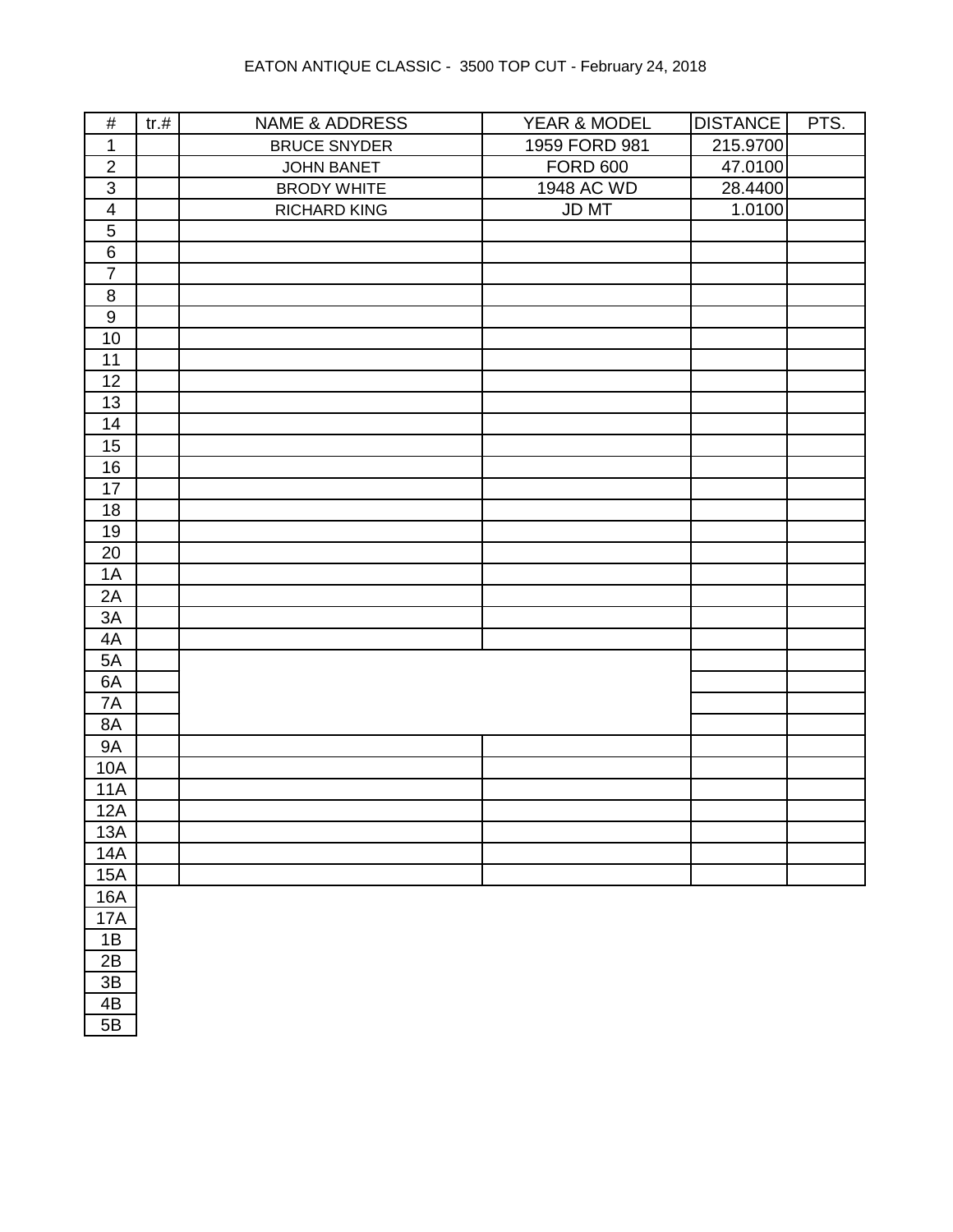EATON ANTIQUE CLASSIC - 3500 TOP CUT - February 24, 2018

| # | tr.# | NAME & ADDRESS | YEAR & MODEL | DISTANCE | PTS. |
|---|---|---|---|---|---|
| 1 | | BRUCE SNYDER | 1959 FORD 981 | 215.9700 | |
| 2 | | JOHN BANET | FORD 600 | 47.0100 | |
| 3 | | BRODY WHITE | 1948 AC WD | 28.4400 | |
| 4 | | RICHARD KING | JD MT | 1.0100 | |
| 5 | | | | | |
| 6 | | | | | |
| 7 | | | | | |
| 8 | | | | | |
| 9 | | | | | |
| 10 | | | | | |
| 11 | | | | | |
| 12 | | | | | |
| 13 | | | | | |
| 14 | | | | | |
| 15 | | | | | |
| 16 | | | | | |
| 17 | | | | | |
| 18 | | | | | |
| 19 | | | | | |
| 20 | | | | | |
| 1A | | | | | |
| 2A | | | | | |
| 3A | | | | | |
| 4A | | | | | |
| 5A | | | | | |
| 6A | | | | | |
| 7A | | | | | |
| 8A | | | | | |
| 9A | | | | | |
| 10A | | | | | |
| 11A | | | | | |
| 12A | | | | | |
| 13A | | | | | |
| 14A | | | | | |
| 15A | | | | | |
| 16A | | | | | |
| 17A | | | | | |
| 1B | | | | | |
| 2B | | | | | |
| 3B | | | | | |
| 4B | | | | | |
| 5B | | | | | |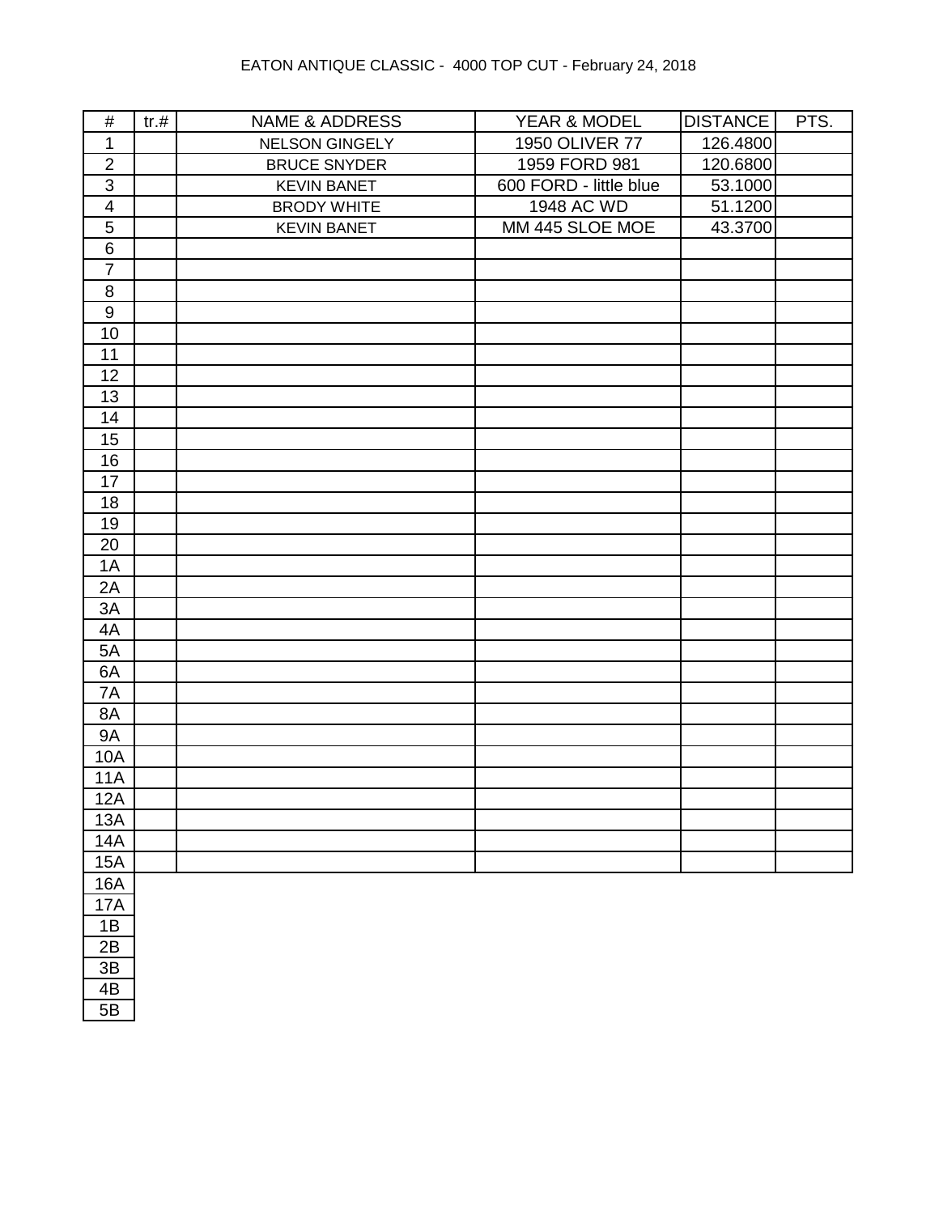EATON ANTIQUE CLASSIC - 4000 TOP CUT - February 24, 2018

| # | tr.# | NAME & ADDRESS | YEAR & MODEL | DISTANCE | PTS. |
|---|---|---|---|---|---|
| 1 | | NELSON GINGELY | 1950 OLIVER 77 | 126.4800 | |
| 2 | | BRUCE SNYDER | 1959 FORD 981 | 120.6800 | |
| 3 | | KEVIN BANET | 600 FORD - little blue | 53.1000 | |
| 4 | | BRODY WHITE | 1948 AC WD | 51.1200 | |
| 5 | | KEVIN BANET | MM 445 SLOE MOE | 43.3700 | |
| 6 | | | | | |
| 7 | | | | | |
| 8 | | | | | |
| 9 | | | | | |
| 10 | | | | | |
| 11 | | | | | |
| 12 | | | | | |
| 13 | | | | | |
| 14 | | | | | |
| 15 | | | | | |
| 16 | | | | | |
| 17 | | | | | |
| 18 | | | | | |
| 19 | | | | | |
| 20 | | | | | |
| 1A | | | | | |
| 2A | | | | | |
| 3A | | | | | |
| 4A | | | | | |
| 5A | | | | | |
| 6A | | | | | |
| 7A | | | | | |
| 8A | | | | | |
| 9A | | | | | |
| 10A | | | | | |
| 11A | | | | | |
| 12A | | | | | |
| 13A | | | | | |
| 14A | | | | | |
| 15A | | | | | |
| 16A | | | | | |
| 17A | | | | | |
| 1B | | | | | |
| 2B | | | | | |
| 3B | | | | | |
| 4B | | | | | |
| 5B | | | | | |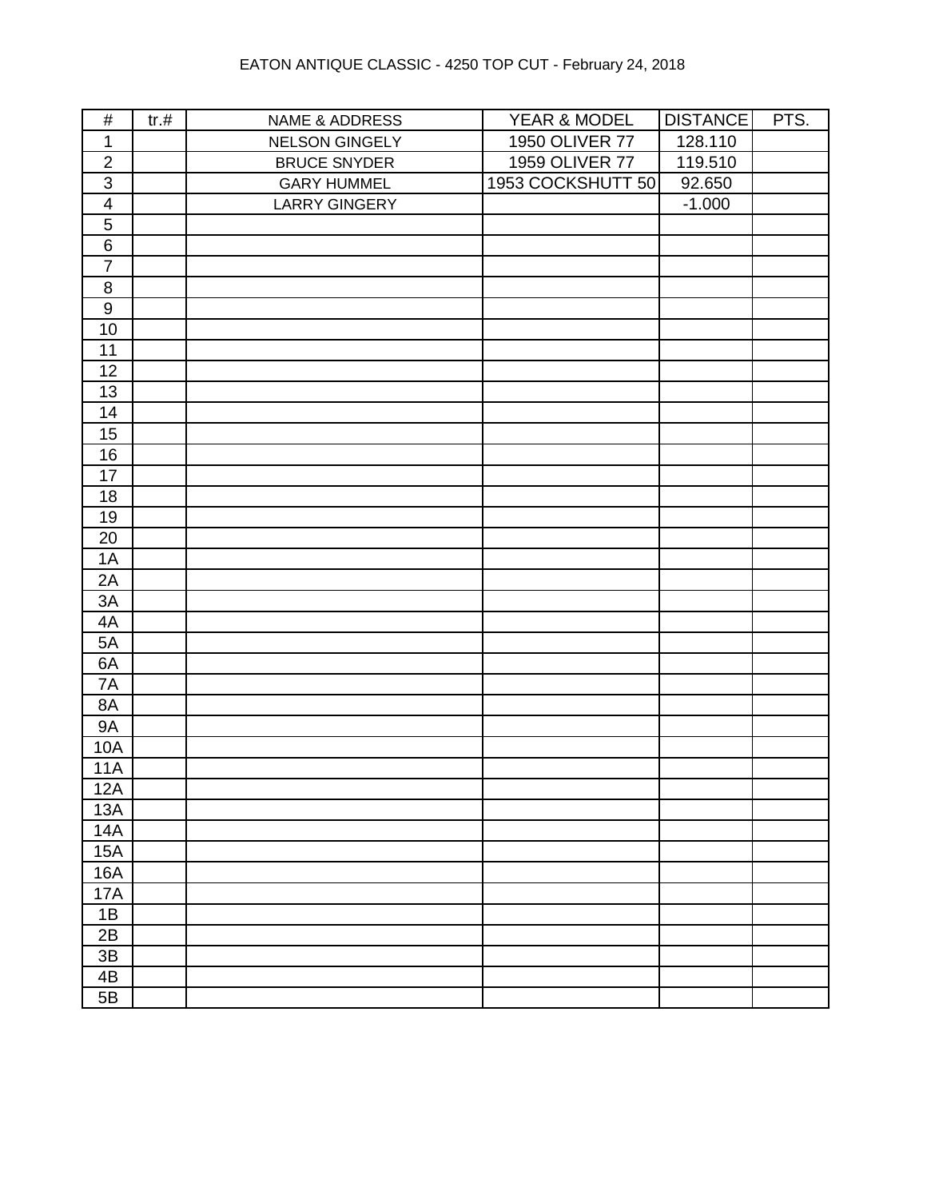EATON ANTIQUE CLASSIC - 4250 TOP CUT - February 24, 2018

| # | tr.# | NAME & ADDRESS | YEAR & MODEL | DISTANCE | PTS. |
|---|---|---|---|---|---|
| 1 | | NELSON GINGELY | 1950 OLIVER 77 | 128.110 | |
| 2 | | BRUCE SNYDER | 1959 OLIVER 77 | 119.510 | |
| 3 | | GARY HUMMEL | 1953 COCKSHUTT 50 | 92.650 | |
| 4 | | LARRY GINGERY | | -1.000 | |
| 5 | | | | | |
| 6 | | | | | |
| 7 | | | | | |
| 8 | | | | | |
| 9 | | | | | |
| 10 | | | | | |
| 11 | | | | | |
| 12 | | | | | |
| 13 | | | | | |
| 14 | | | | | |
| 15 | | | | | |
| 16 | | | | | |
| 17 | | | | | |
| 18 | | | | | |
| 19 | | | | | |
| 20 | | | | | |
| 1A | | | | | |
| 2A | | | | | |
| 3A | | | | | |
| 4A | | | | | |
| 5A | | | | | |
| 6A | | | | | |
| 7A | | | | | |
| 8A | | | | | |
| 9A | | | | | |
| 10A | | | | | |
| 11A | | | | | |
| 12A | | | | | |
| 13A | | | | | |
| 14A | | | | | |
| 15A | | | | | |
| 16A | | | | | |
| 17A | | | | | |
| 1B | | | | | |
| 2B | | | | | |
| 3B | | | | | |
| 4B | | | | | |
| 5B | | | | | |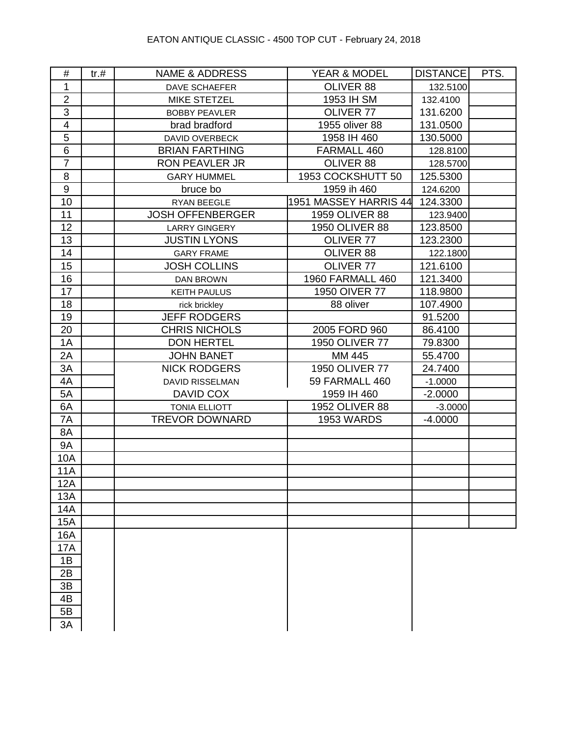EATON ANTIQUE CLASSIC - 4500 TOP CUT - February 24, 2018

| # | tr.# | NAME & ADDRESS | YEAR & MODEL | DISTANCE | PTS. |
|---|---|---|---|---|---|
| 1 | | DAVE SCHAEFER | OLIVER 88 | 132.5100 | |
| 2 | | MIKE STETZEL | 1953 IH SM | 132.4100 | |
| 3 | | BOBBY PEAVLER | OLIVER 77 | 131.6200 | |
| 4 | | brad bradford | 1955 oliver 88 | 131.0500 | |
| 5 | | DAVID OVERBECK | 1958 IH 460 | 130.5000 | |
| 6 | | BRIAN FARTHING | FARMALL 460 | 128.8100 | |
| 7 | | RON PEAVLER JR | OLIVER 88 | 128.5700 | |
| 8 | | GARY HUMMEL | 1953 COCKSHUTT 50 | 125.5300 | |
| 9 | | bruce bo | 1959 ih 460 | 124.6200 | |
| 10 | | RYAN BEEGLE | 1951 MASSEY HARRIS 44 | 124.3300 | |
| 11 | | JOSH OFFENBERGER | 1959 OLIVER 88 | 123.9400 | |
| 12 | | LARRY GINGERY | 1950 OLIVER 88 | 123.8500 | |
| 13 | | JUSTIN LYONS | OLIVER 77 | 123.2300 | |
| 14 | | GARY FRAME | OLIVER 88 | 122.1800 | |
| 15 | | JOSH COLLINS | OLIVER 77 | 121.6100 | |
| 16 | | DAN BROWN | 1960 FARMALL 460 | 121.3400 | |
| 17 | | KEITH PAULUS | 1950 OIVER 77 | 118.9800 | |
| 18 | | rick brickley | 88 oliver | 107.4900 | |
| 19 | | JEFF RODGERS | | 91.5200 | |
| 20 | | CHRIS NICHOLS | 2005 FORD 960 | 86.4100 | |
| 1A | | DON HERTEL | 1950 OLIVER 77 | 79.8300 | |
| 2A | | JOHN BANET | MM 445 | 55.4700 | |
| 3A | | NICK RODGERS | 1950 OLIVER 77 | 24.7400 | |
| 4A | | DAVID RISSELMAN | 59 FARMALL 460 | -1.0000 | |
| 5A | | DAVID COX | 1959 IH 460 | -2.0000 | |
| 6A | | TONIA ELLIOTT | 1952 OLIVER 88 | -3.0000 | |
| 7A | | TREVOR DOWNARD | 1953 WARDS | -4.0000 | |
| 8A | | | | | |
| 9A | | | | | |
| 10A | | | | | |
| 11A | | | | | |
| 12A | | | | | |
| 13A | | | | | |
| 14A | | | | | |
| 15A | | | | | |
| 16A | | | | | |
| 17A | | | | | |
| 1B | | | | | |
| 2B | | | | | |
| 3B | | | | | |
| 4B | | | | | |
| 5B | | | | | |
| 3A | | | | | |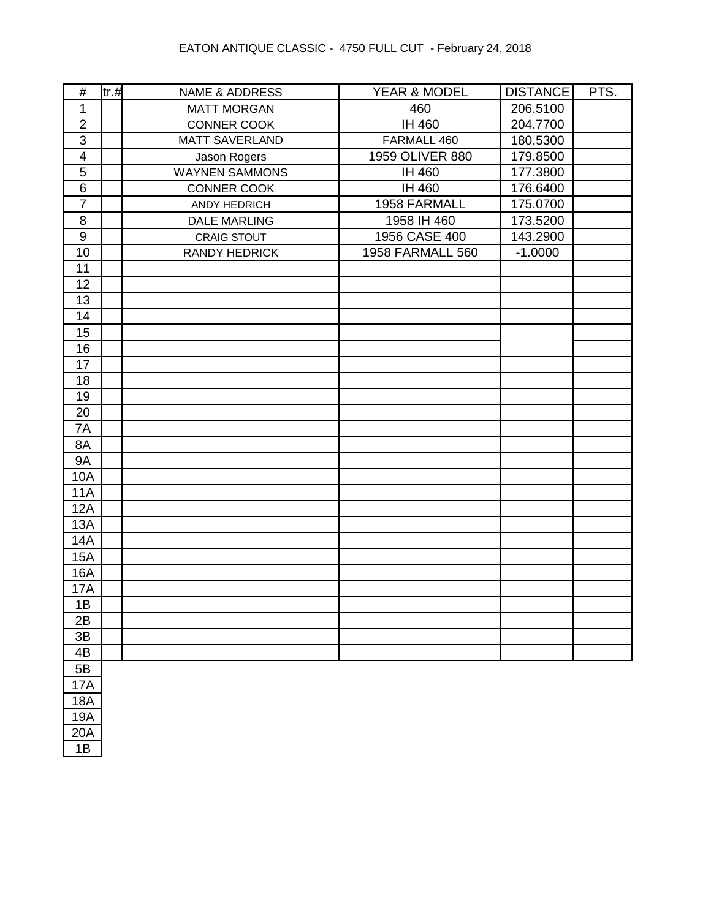EATON ANTIQUE CLASSIC - 4750 FULL CUT - February 24, 2018

| # | tr.# | NAME & ADDRESS | YEAR & MODEL | DISTANCE | PTS. |
|---|---|---|---|---|---|
| 1 | | MATT MORGAN | 460 | 206.5100 | |
| 2 | | CONNER COOK | IH 460 | 204.7700 | |
| 3 | | MATT SAVERLAND | FARMALL 460 | 180.5300 | |
| 4 | | Jason Rogers | 1959 OLIVER 880 | 179.8500 | |
| 5 | | WAYNEN SAMMONS | IH 460 | 177.3800 | |
| 6 | | CONNER COOK | IH 460 | 176.6400 | |
| 7 | | ANDY HEDRICH | 1958 FARMALL | 175.0700 | |
| 8 | | DALE MARLING | 1958 IH 460 | 173.5200 | |
| 9 | | CRAIG STOUT | 1956 CASE 400 | 143.2900 | |
| 10 | | RANDY HEDRICK | 1958 FARMALL 560 | -1.0000 | |
| 11 | | | | | |
| 12 | | | | | |
| 13 | | | | | |
| 14 | | | | | |
| 15 | | | | | |
| 16 | | | | | |
| 17 | | | | | |
| 18 | | | | | |
| 19 | | | | | |
| 20 | | | | | |
| 7A | | | | | |
| 8A | | | | | |
| 9A | | | | | |
| 10A | | | | | |
| 11A | | | | | |
| 12A | | | | | |
| 13A | | | | | |
| 14A | | | | | |
| 15A | | | | | |
| 16A | | | | | |
| 17A | | | | | |
| 1B | | | | | |
| 2B | | | | | |
| 3B | | | | | |
| 4B | | | | | |
| 5B | | | | | |
| 17A | | | | | |
| 18A | | | | | |
| 19A | | | | | |
| 20A | | | | | |
| 1B | | | | | |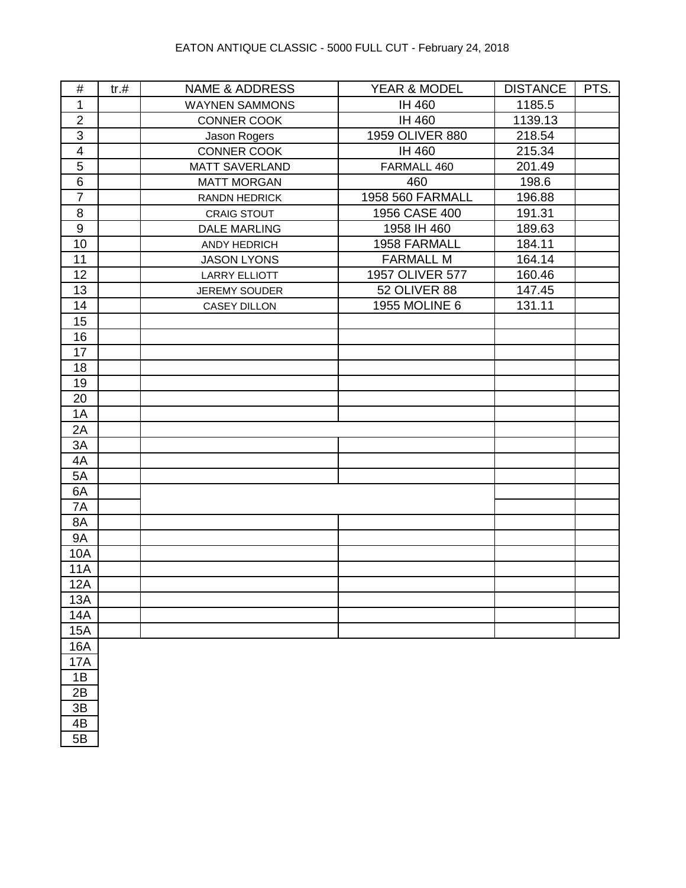EATON ANTIQUE CLASSIC - 5000 FULL CUT - February 24, 2018

| # | tr.# | NAME & ADDRESS | YEAR & MODEL | DISTANCE | PTS. |
|---|---|---|---|---|---|
| 1 | | WAYNEN SAMMONS | IH 460 | 1185.5 | |
| 2 | | CONNER COOK | IH 460 | 1139.13 | |
| 3 | | Jason Rogers | 1959 OLIVER 880 | 218.54 | |
| 4 | | CONNER COOK | IH 460 | 215.34 | |
| 5 | | MATT SAVERLAND | FARMALL 460 | 201.49 | |
| 6 | | MATT MORGAN | 460 | 198.6 | |
| 7 | | RANDN HEDRICK | 1958 560 FARMALL | 196.88 | |
| 8 | | CRAIG STOUT | 1956 CASE 400 | 191.31 | |
| 9 | | DALE MARLING | 1958 IH 460 | 189.63 | |
| 10 | | ANDY HEDRICH | 1958 FARMALL | 184.11 | |
| 11 | | JASON LYONS | FARMALL M | 164.14 | |
| 12 | | LARRY ELLIOTT | 1957 OLIVER 577 | 160.46 | |
| 13 | | JEREMY SOUDER | 52 OLIVER 88 | 147.45 | |
| 14 | | CASEY DILLON | 1955 MOLINE 6 | 131.11 | |
| 15 | | | | | |
| 16 | | | | | |
| 17 | | | | | |
| 18 | | | | | |
| 19 | | | | | |
| 20 | | | | | |
| 1A | | | | | |
| 2A | | | | | |
| 3A | | | | | |
| 4A | | | | | |
| 5A | | | | | |
| 6A | | | | | |
| 7A | | | | | |
| 8A | | | | | |
| 9A | | | | | |
| 10A | | | | | |
| 11A | | | | | |
| 12A | | | | | |
| 13A | | | | | |
| 14A | | | | | |
| 15A | | | | | |
| 16A | | | | | |
| 17A | | | | | |
| 1B | | | | | |
| 2B | | | | | |
| 3B | | | | | |
| 4B | | | | | |
| 5B | | | | | |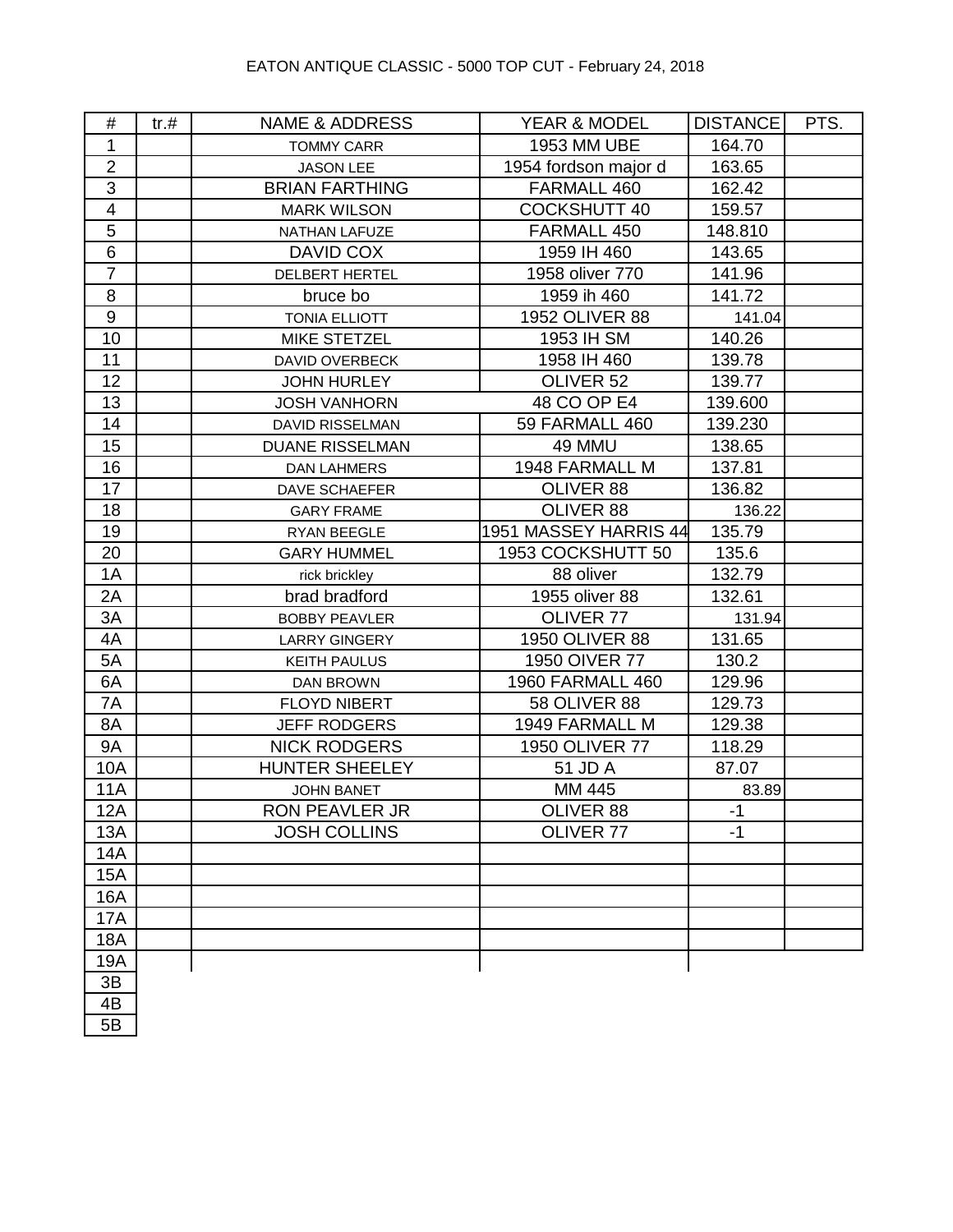EATON ANTIQUE CLASSIC - 5000 TOP CUT - February 24, 2018

| # | tr.# | NAME & ADDRESS | YEAR & MODEL | DISTANCE | PTS. |
|---|---|---|---|---|---|
| 1 | | TOMMY CARR | 1953 MM UBE | 164.70 | |
| 2 | | JASON LEE | 1954 fordson major d | 163.65 | |
| 3 | | BRIAN FARTHING | FARMALL 460 | 162.42 | |
| 4 | | MARK WILSON | COCKSHUTT 40 | 159.57 | |
| 5 | | NATHAN LAFUZE | FARMALL 450 | 148.810 | |
| 6 | | DAVID COX | 1959 IH 460 | 143.65 | |
| 7 | | DELBERT HERTEL | 1958 oliver 770 | 141.96 | |
| 8 | | bruce bo | 1959 ih 460 | 141.72 | |
| 9 | | TONIA ELLIOTT | 1952 OLIVER 88 | 141.04 | |
| 10 | | MIKE STETZEL | 1953 IH SM | 140.26 | |
| 11 | | DAVID OVERBECK | 1958 IH 460 | 139.78 | |
| 12 | | JOHN HURLEY | OLIVER 52 | 139.77 | |
| 13 | | JOSH VANHORN | 48 CO OP E4 | 139.600 | |
| 14 | | DAVID RISSELMAN | 59 FARMALL 460 | 139.230 | |
| 15 | | DUANE RISSELMAN | 49 MMU | 138.65 | |
| 16 | | DAN LAHMERS | 1948 FARMALL M | 137.81 | |
| 17 | | DAVE SCHAEFER | OLIVER 88 | 136.82 | |
| 18 | | GARY FRAME | OLIVER 88 | 136.22 | |
| 19 | | RYAN BEEGLE | 1951 MASSEY HARRIS 44 | 135.79 | |
| 20 | | GARY HUMMEL | 1953 COCKSHUTT 50 | 135.6 | |
| 1A | | rick brickley | 88 oliver | 132.79 | |
| 2A | | brad bradford | 1955 oliver 88 | 132.61 | |
| 3A | | BOBBY PEAVLER | OLIVER 77 | 131.94 | |
| 4A | | LARRY GINGERY | 1950 OLIVER 88 | 131.65 | |
| 5A | | KEITH PAULUS | 1950 OIVER 77 | 130.2 | |
| 6A | | DAN BROWN | 1960 FARMALL 460 | 129.96 | |
| 7A | | FLOYD NIBERT | 58 OLIVER 88 | 129.73 | |
| 8A | | JEFF RODGERS | 1949 FARMALL M | 129.38 | |
| 9A | | NICK RODGERS | 1950 OLIVER 77 | 118.29 | |
| 10A | | HUNTER SHEELEY | 51 JD A | 87.07 | |
| 11A | | JOHN BANET | MM 445 | 83.89 | |
| 12A | | RON PEAVLER JR | OLIVER 88 | -1 | |
| 13A | | JOSH COLLINS | OLIVER 77 | -1 | |
| 14A | | | | | |
| 15A | | | | | |
| 16A | | | | | |
| 17A | | | | | |
| 18A | | | | | |
| 19A | | | | | |
| 3B | | | | | |
| 4B | | | | | |
| 5B | | | | | |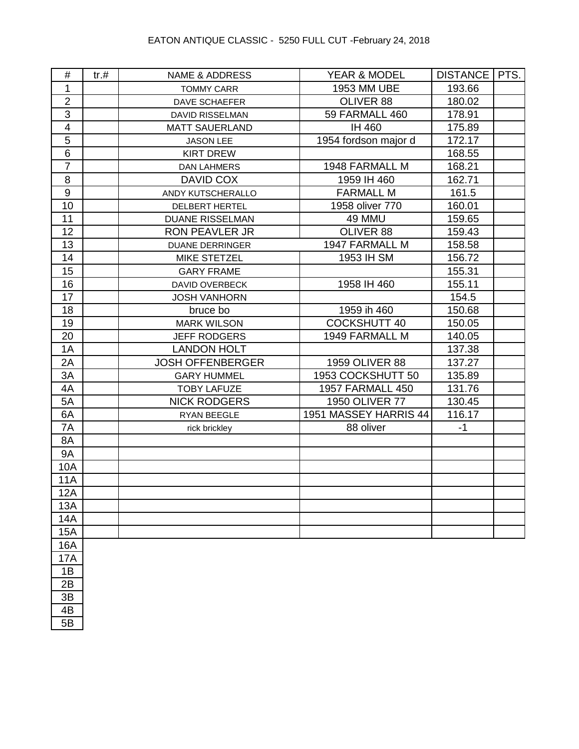EATON ANTIQUE CLASSIC - 5250 FULL CUT -February 24, 2018

| # | tr.# | NAME & ADDRESS | YEAR & MODEL | DISTANCE | PTS. |
|---|---|---|---|---|---|
| 1 | | TOMMY CARR | 1953 MM UBE | 193.66 | |
| 2 | | DAVE SCHAEFER | OLIVER 88 | 180.02 | |
| 3 | | DAVID RISSELMAN | 59 FARMALL 460 | 178.91 | |
| 4 | | MATT SAUERLAND | IH 460 | 175.89 | |
| 5 | | JASON LEE | 1954 fordson major d | 172.17 | |
| 6 | | KIRT DREW | | 168.55 | |
| 7 | | DAN LAHMERS | 1948 FARMALL M | 168.21 | |
| 8 | | DAVID COX | 1959 IH 460 | 162.71 | |
| 9 | | ANDY KUTSCHERALLO | FARMALL M | 161.5 | |
| 10 | | DELBERT HERTEL | 1958 oliver 770 | 160.01 | |
| 11 | | DUANE RISSELMAN | 49 MMU | 159.65 | |
| 12 | | RON PEAVLER JR | OLIVER 88 | 159.43 | |
| 13 | | DUANE DERRINGER | 1947 FARMALL M | 158.58 | |
| 14 | | MIKE STETZEL | 1953 IH SM | 156.72 | |
| 15 | | GARY FRAME | | 155.31 | |
| 16 | | DAVID OVERBECK | 1958 IH 460 | 155.11 | |
| 17 | | JOSH VANHORN | | 154.5 | |
| 18 | | bruce bo | 1959 ih 460 | 150.68 | |
| 19 | | MARK WILSON | COCKSHUTT 40 | 150.05 | |
| 20 | | JEFF RODGERS | 1949 FARMALL M | 140.05 | |
| 1A | | LANDON HOLT | | 137.38 | |
| 2A | | JOSH OFFENBERGER | 1959 OLIVER 88 | 137.27 | |
| 3A | | GARY HUMMEL | 1953 COCKSHUTT 50 | 135.89 | |
| 4A | | TOBY LAFUZE | 1957 FARMALL 450 | 131.76 | |
| 5A | | NICK RODGERS | 1950 OLIVER 77 | 130.45 | |
| 6A | | RYAN BEEGLE | 1951 MASSEY HARRIS 44 | 116.17 | |
| 7A | | rick brickley | 88 oliver | -1 | |
| 8A | | | | | |
| 9A | | | | | |
| 10A | | | | | |
| 11A | | | | | |
| 12A | | | | | |
| 13A | | | | | |
| 14A | | | | | |
| 15A | | | | | |
| 16A | | | | | |
| 17A | | | | | |
| 1B | | | | | |
| 2B | | | | | |
| 3B | | | | | |
| 4B | | | | | |
| 5B | | | | | |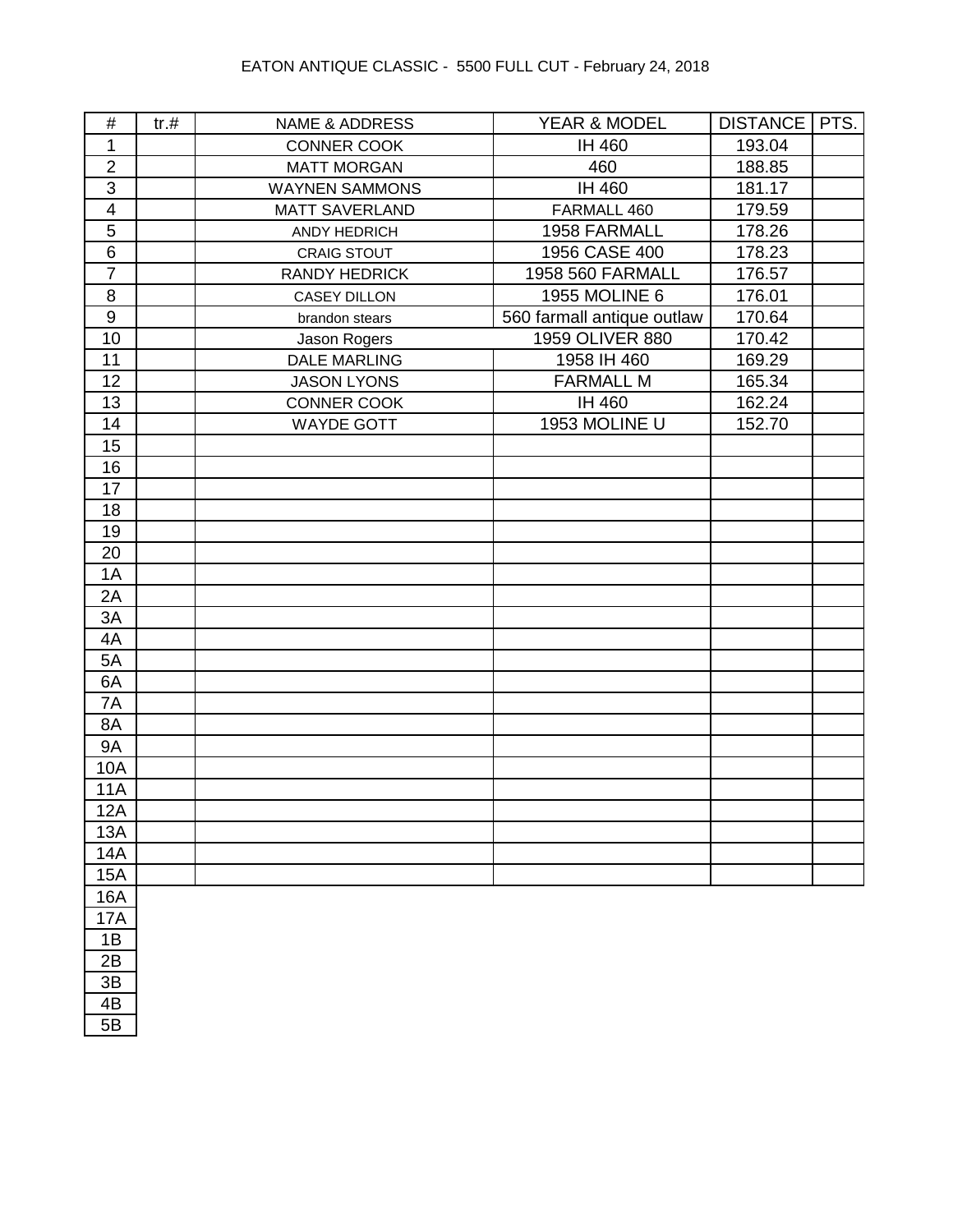EATON ANTIQUE CLASSIC - 5500 FULL CUT - February 24, 2018

| # | tr.# | NAME & ADDRESS | YEAR & MODEL | DISTANCE | PTS. |
|---|---|---|---|---|---|
| 1 | | CONNER COOK | IH 460 | 193.04 | |
| 2 | | MATT MORGAN | 460 | 188.85 | |
| 3 | | WAYNEN SAMMONS | IH 460 | 181.17 | |
| 4 | | MATT SAVERLAND | FARMALL 460 | 179.59 | |
| 5 | | ANDY HEDRICH | 1958 FARMALL | 178.26 | |
| 6 | | CRAIG STOUT | 1956 CASE 400 | 178.23 | |
| 7 | | RANDY HEDRICK | 1958 560 FARMALL | 176.57 | |
| 8 | | CASEY DILLON | 1955 MOLINE 6 | 176.01 | |
| 9 | | brandon stears | 560 farmall antique outlaw | 170.64 | |
| 10 | | Jason Rogers | 1959 OLIVER 880 | 170.42 | |
| 11 | | DALE MARLING | 1958 IH 460 | 169.29 | |
| 12 | | JASON LYONS | FARMALL M | 165.34 | |
| 13 | | CONNER COOK | IH 460 | 162.24 | |
| 14 | | WAYDE GOTT | 1953 MOLINE U | 152.70 | |
| 15 | | | | | |
| 16 | | | | | |
| 17 | | | | | |
| 18 | | | | | |
| 19 | | | | | |
| 20 | | | | | |
| 1A | | | | | |
| 2A | | | | | |
| 3A | | | | | |
| 4A | | | | | |
| 5A | | | | | |
| 6A | | | | | |
| 7A | | | | | |
| 8A | | | | | |
| 9A | | | | | |
| 10A | | | | | |
| 11A | | | | | |
| 12A | | | | | |
| 13A | | | | | |
| 14A | | | | | |
| 15A | | | | | |
| 16A | | | | | |
| 17A | | | | | |
| 1B | | | | | |
| 2B | | | | | |
| 3B | | | | | |
| 4B | | | | | |
| 5B | | | | | |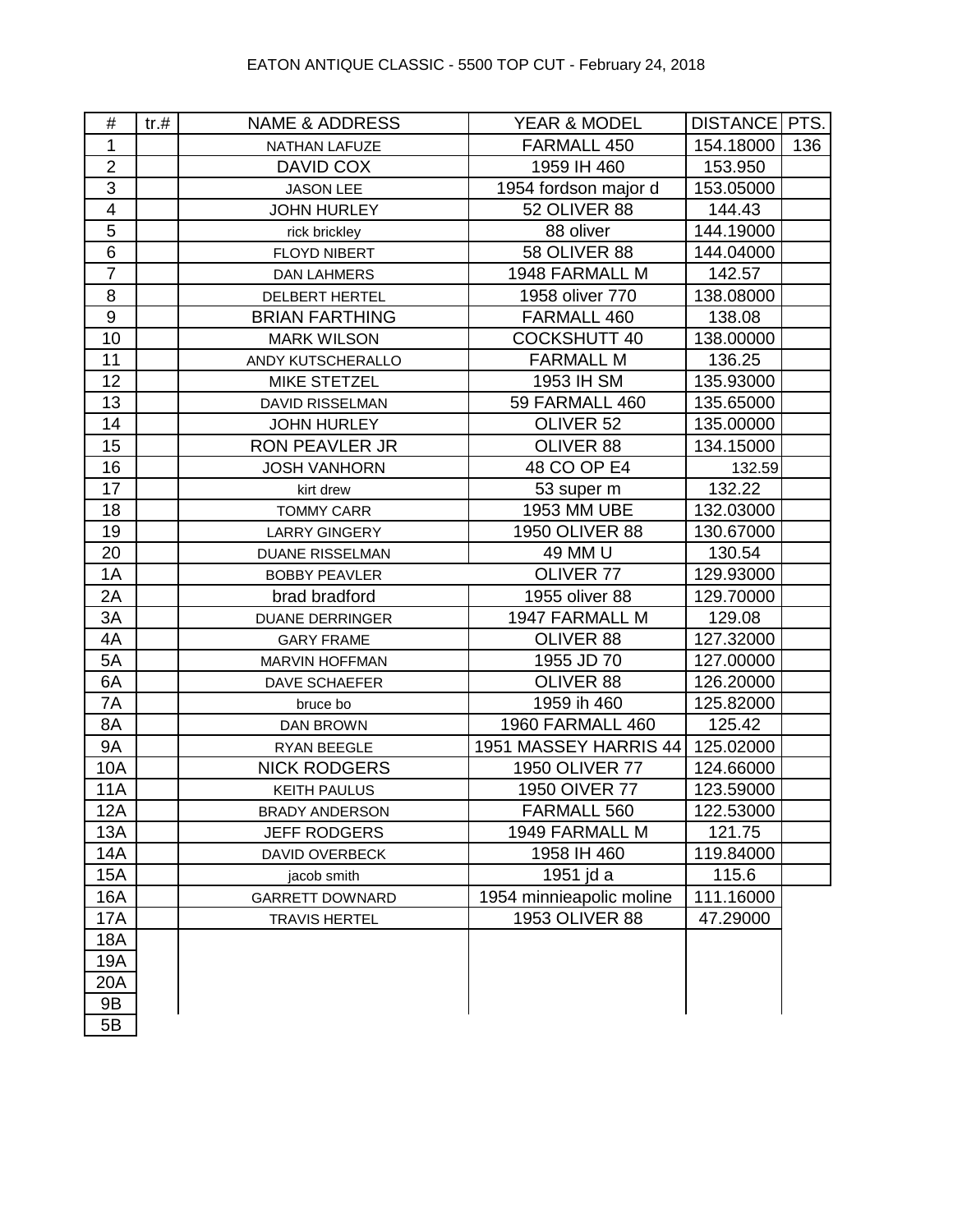EATON ANTIQUE CLASSIC - 5500 TOP CUT - February 24, 2018

| # | tr.# | NAME & ADDRESS | YEAR & MODEL | DISTANCE | PTS. |
|---|---|---|---|---|---|
| 1 | | NATHAN LAFUZE | FARMALL 450 | 154.18000 | 136 |
| 2 | | DAVID COX | 1959 IH 460 | 153.950 | |
| 3 | | JASON LEE | 1954 fordson major d | 153.05000 | |
| 4 | | JOHN HURLEY | 52 OLIVER 88 | 144.43 | |
| 5 | | rick brickley | 88 oliver | 144.19000 | |
| 6 | | FLOYD NIBERT | 58 OLIVER 88 | 144.04000 | |
| 7 | | DAN LAHMERS | 1948 FARMALL M | 142.57 | |
| 8 | | DELBERT HERTEL | 1958 oliver 770 | 138.08000 | |
| 9 | | BRIAN FARTHING | FARMALL 460 | 138.08 | |
| 10 | | MARK WILSON | COCKSHUTT 40 | 138.00000 | |
| 11 | | ANDY KUTSCHERALLO | FARMALL M | 136.25 | |
| 12 | | MIKE STETZEL | 1953 IH SM | 135.93000 | |
| 13 | | DAVID RISSELMAN | 59 FARMALL 460 | 135.65000 | |
| 14 | | JOHN HURLEY | OLIVER 52 | 135.00000 | |
| 15 | | RON PEAVLER JR | OLIVER 88 | 134.15000 | |
| 16 | | JOSH VANHORN | 48 CO OP E4 | 132.59 | |
| 17 | | kirt drew | 53 super m | 132.22 | |
| 18 | | TOMMY CARR | 1953 MM UBE | 132.03000 | |
| 19 | | LARRY GINGERY | 1950 OLIVER 88 | 130.67000 | |
| 20 | | DUANE RISSELMAN | 49 MM U | 130.54 | |
| 1A | | BOBBY PEAVLER | OLIVER 77 | 129.93000 | |
| 2A | | brad bradford | 1955 oliver 88 | 129.70000 | |
| 3A | | DUANE DERRINGER | 1947 FARMALL M | 129.08 | |
| 4A | | GARY FRAME | OLIVER 88 | 127.32000 | |
| 5A | | MARVIN HOFFMAN | 1955 JD 70 | 127.00000 | |
| 6A | | DAVE SCHAEFER | OLIVER 88 | 126.20000 | |
| 7A | | bruce bo | 1959 ih 460 | 125.82000 | |
| 8A | | DAN BROWN | 1960 FARMALL 460 | 125.42 | |
| 9A | | RYAN BEEGLE | 1951 MASSEY HARRIS 44 | 125.02000 | |
| 10A | | NICK RODGERS | 1950 OLIVER 77 | 124.66000 | |
| 11A | | KEITH PAULUS | 1950 OIVER 77 | 123.59000 | |
| 12A | | BRADY ANDERSON | FARMALL 560 | 122.53000 | |
| 13A | | JEFF RODGERS | 1949 FARMALL M | 121.75 | |
| 14A | | DAVID OVERBECK | 1958 IH 460 | 119.84000 | |
| 15A | | jacob smith | 1951 jd a | 115.6 | |
| 16A | | GARRETT DOWNARD | 1954 minnieapolic moline | 111.16000 | |
| 17A | | TRAVIS HERTEL | 1953 OLIVER 88 | 47.29000 | |
| 18A | | | | | |
| 19A | | | | | |
| 20A | | | | | |
| 9B | | | | | |
| 5B | | | | | |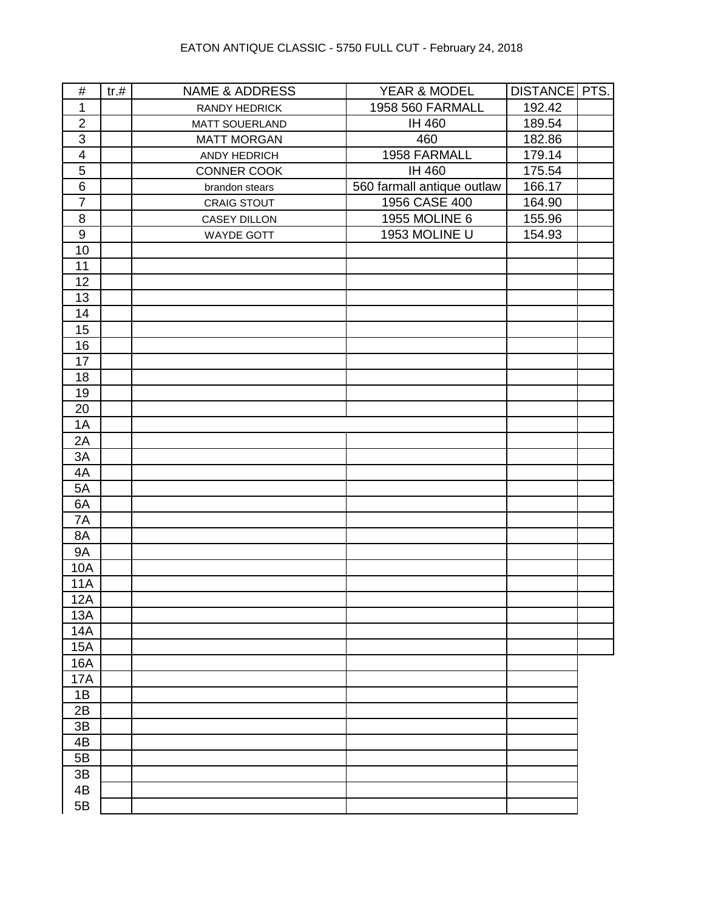EATON ANTIQUE CLASSIC - 5750 FULL CUT - February 24, 2018

| # | tr.# | NAME & ADDRESS | YEAR & MODEL | DISTANCE | PTS. |
|---|---|---|---|---|---|
| 1 | | RANDY HEDRICK | 1958 560 FARMALL | 192.42 | |
| 2 | | MATT SOUERLAND | IH 460 | 189.54 | |
| 3 | | MATT MORGAN | 460 | 182.86 | |
| 4 | | ANDY HEDRICH | 1958 FARMALL | 179.14 | |
| 5 | | CONNER COOK | IH 460 | 175.54 | |
| 6 | | brandon stears | 560 farmall antique outlaw | 166.17 | |
| 7 | | CRAIG STOUT | 1956 CASE 400 | 164.90 | |
| 8 | | CASEY DILLON | 1955 MOLINE 6 | 155.96 | |
| 9 | | WAYDE GOTT | 1953 MOLINE U | 154.93 | |
| 10 | | | | | |
| 11 | | | | | |
| 12 | | | | | |
| 13 | | | | | |
| 14 | | | | | |
| 15 | | | | | |
| 16 | | | | | |
| 17 | | | | | |
| 18 | | | | | |
| 19 | | | | | |
| 20 | | | | | |
| 1A | | | | | |
| 2A | | | | | |
| 3A | | | | | |
| 4A | | | | | |
| 5A | | | | | |
| 6A | | | | | |
| 7A | | | | | |
| 8A | | | | | |
| 9A | | | | | |
| 10A | | | | | |
| 11A | | | | | |
| 12A | | | | | |
| 13A | | | | | |
| 14A | | | | | |
| 15A | | | | | |
| 16A | | | | | |
| 17A | | | | | |
| 1B | | | | | |
| 2B | | | | | |
| 3B | | | | | |
| 4B | | | | | |
| 5B | | | | | |
| 3B | | | | | |
| 4B | | | | | |
| 5B | | | | | |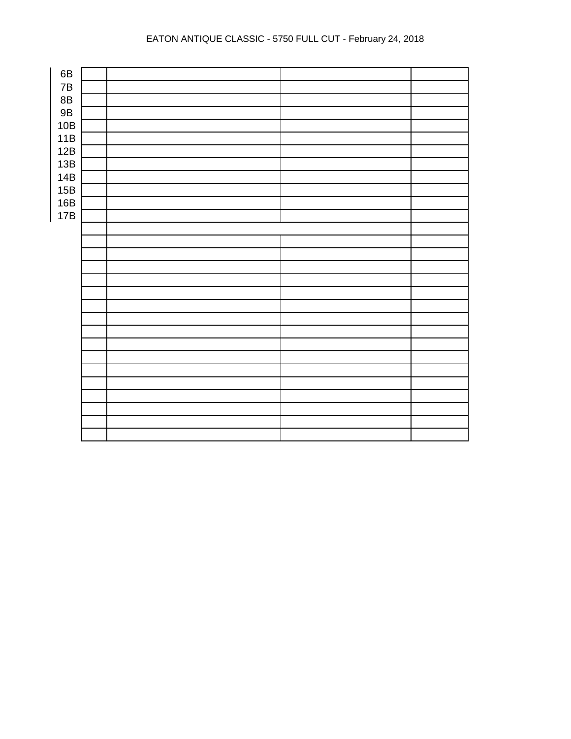# EATON ANTIQUE CLASSIC - 5750 FULL CUT - February 24, 2018

| | | | | |
|---|---|---|---|---|
| 6B | | | | |
| 7B | | | | |
| 8B | | | | |
| 9B | | | | |
| 10B | | | | |
| 11B | | | | |
| 12B | | | | |
| 13B | | | | |
| 14B | | | | |
| 15B | | | | |
| 16B | | | | |
| 17B | | | | |
| | | | | |
| | | | | |
| | | | | |
| | | | | |
| | | | | |
| | | | | |
| | | | | |
| | | | | |
| | | | | |
| | | | | |
| | | | | |
| | | | | |
| | | | | |
| | | | | |
| | | | | |
| | | | | |
| | | | | |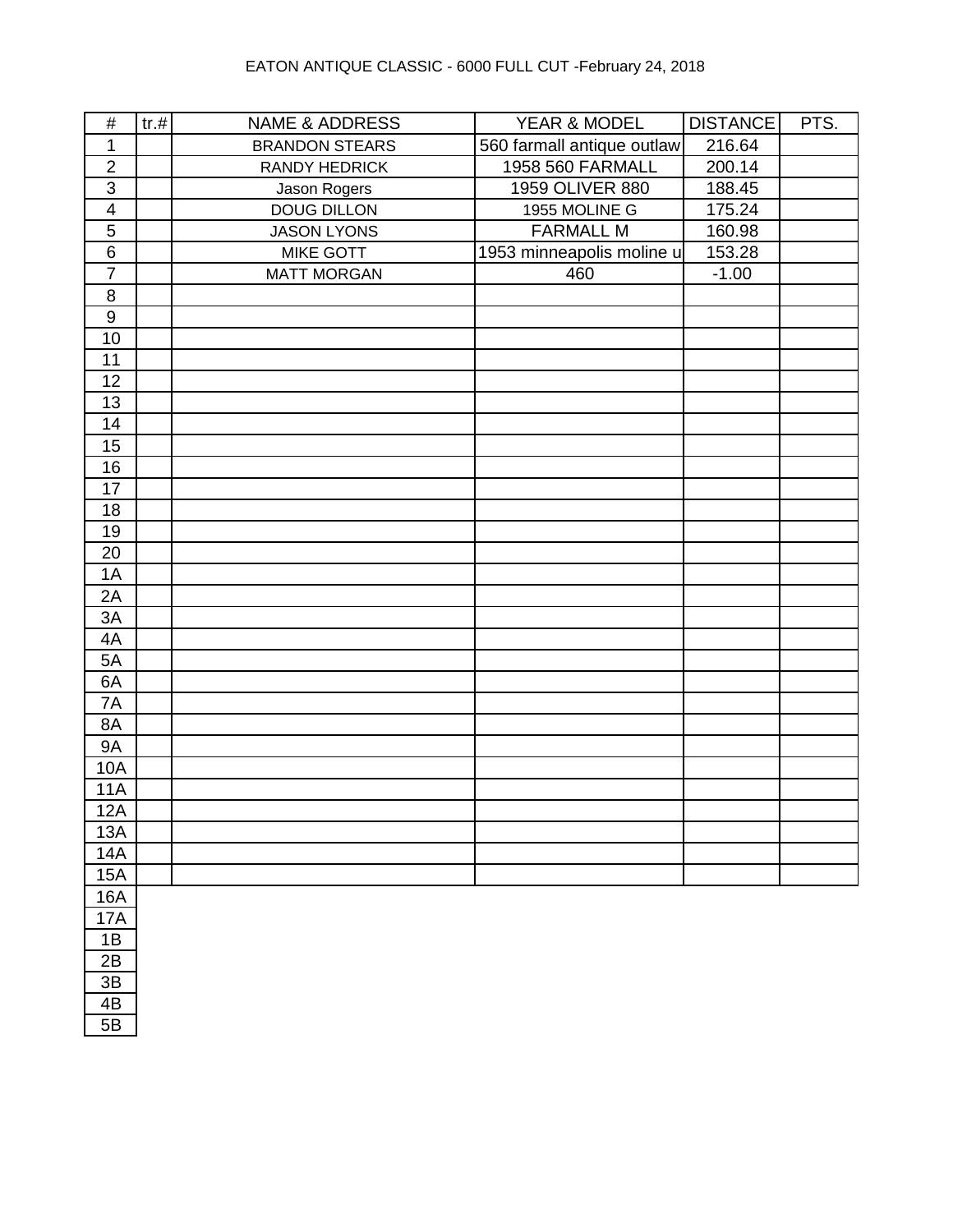EATON ANTIQUE CLASSIC - 6000 FULL CUT -February 24, 2018

| # | tr.# | NAME & ADDRESS | YEAR & MODEL | DISTANCE | PTS. |
|---|---|---|---|---|---|
| 1 | | BRANDON STEARS | 560 farmall antique outlaw | 216.64 | |
| 2 | | RANDY HEDRICK | 1958 560 FARMALL | 200.14 | |
| 3 | | Jason Rogers | 1959 OLIVER 880 | 188.45 | |
| 4 | | DOUG DILLON | 1955 MOLINE G | 175.24 | |
| 5 | | JASON LYONS | FARMALL M | 160.98 | |
| 6 | | MIKE GOTT | 1953 minneapolis moline u | 153.28 | |
| 7 | | MATT MORGAN | 460 | -1.00 | |
| 8 | | | | | |
| 9 | | | | | |
| 10 | | | | | |
| 11 | | | | | |
| 12 | | | | | |
| 13 | | | | | |
| 14 | | | | | |
| 15 | | | | | |
| 16 | | | | | |
| 17 | | | | | |
| 18 | | | | | |
| 19 | | | | | |
| 20 | | | | | |
| 1A | | | | | |
| 2A | | | | | |
| 3A | | | | | |
| 4A | | | | | |
| 5A | | | | | |
| 6A | | | | | |
| 7A | | | | | |
| 8A | | | | | |
| 9A | | | | | |
| 10A | | | | | |
| 11A | | | | | |
| 12A | | | | | |
| 13A | | | | | |
| 14A | | | | | |
| 15A | | | | | |
| 16A | | | | | |
| 17A | | | | | |
| 1B | | | | | |
| 2B | | | | | |
| 3B | | | | | |
| 4B | | | | | |
| 5B | | | | | |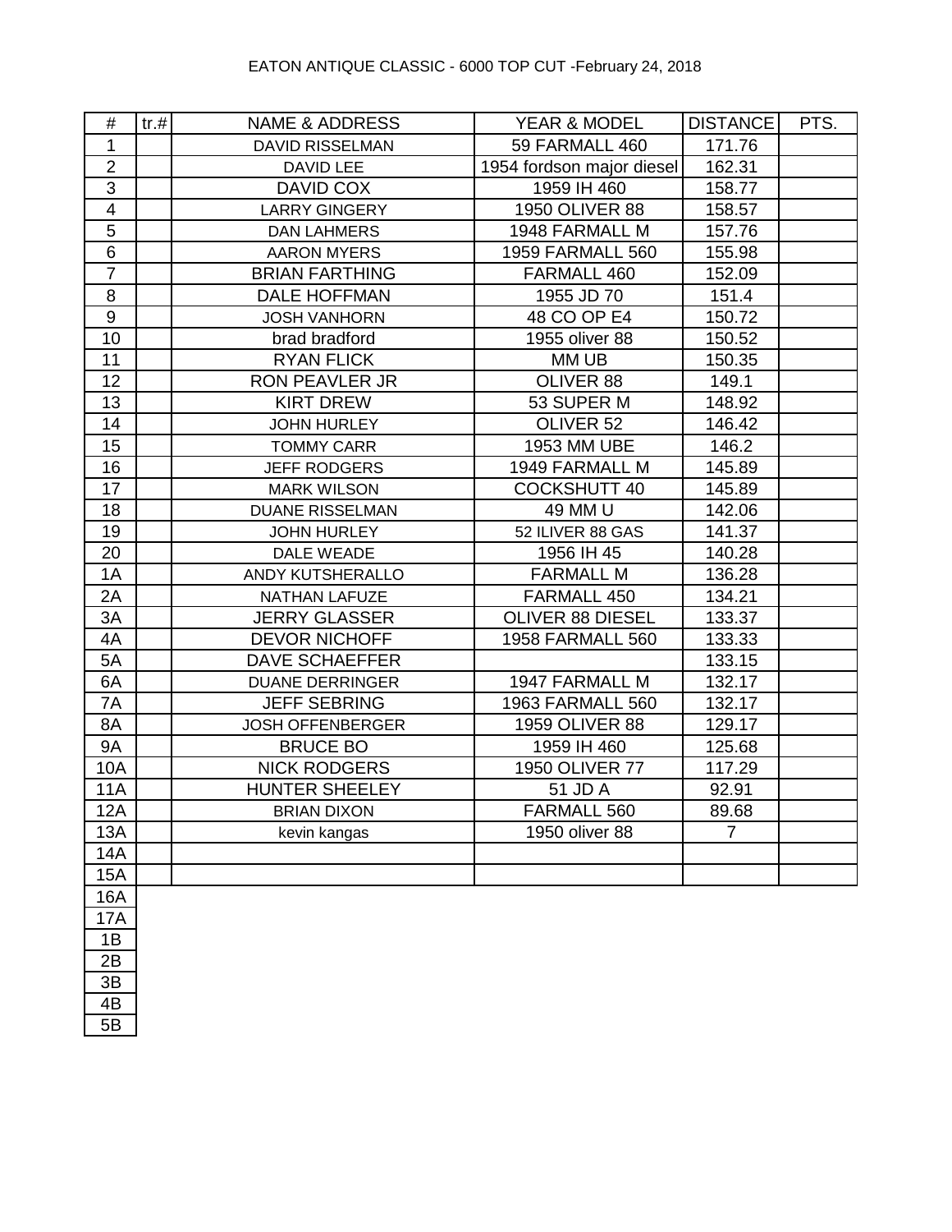EATON ANTIQUE CLASSIC - 6000 TOP CUT -February 24, 2018

| # | tr.# | NAME & ADDRESS | YEAR & MODEL | DISTANCE | PTS. |
|---|---|---|---|---|---|
| 1 | | DAVID RISSELMAN | 59 FARMALL 460 | 171.76 | |
| 2 | | DAVID LEE | 1954 fordson major diesel | 162.31 | |
| 3 | | DAVID COX | 1959 IH 460 | 158.77 | |
| 4 | | LARRY GINGERY | 1950 OLIVER 88 | 158.57 | |
| 5 | | DAN LAHMERS | 1948 FARMALL M | 157.76 | |
| 6 | | AARON MYERS | 1959 FARMALL 560 | 155.98 | |
| 7 | | BRIAN FARTHING | FARMALL 460 | 152.09 | |
| 8 | | DALE HOFFMAN | 1955 JD 70 | 151.4 | |
| 9 | | JOSH VANHORN | 48 CO OP E4 | 150.72 | |
| 10 | | brad bradford | 1955 oliver 88 | 150.52 | |
| 11 | | RYAN FLICK | MM UB | 150.35 | |
| 12 | | RON PEAVLER JR | OLIVER 88 | 149.1 | |
| 13 | | KIRT DREW | 53 SUPER M | 148.92 | |
| 14 | | JOHN HURLEY | OLIVER 52 | 146.42 | |
| 15 | | TOMMY CARR | 1953 MM UBE | 146.2 | |
| 16 | | JEFF RODGERS | 1949 FARMALL M | 145.89 | |
| 17 | | MARK WILSON | COCKSHUTT 40 | 145.89 | |
| 18 | | DUANE RISSELMAN | 49 MM U | 142.06 | |
| 19 | | JOHN HURLEY | 52 ILIVER 88 GAS | 141.37 | |
| 20 | | DALE WEADE | 1956 IH 45 | 140.28 | |
| 1A | | ANDY KUTSHERALLO | FARMALL M | 136.28 | |
| 2A | | NATHAN LAFUZE | FARMALL 450 | 134.21 | |
| 3A | | JERRY GLASSER | OLIVER 88 DIESEL | 133.37 | |
| 4A | | DEVOR NICHOFF | 1958 FARMALL 560 | 133.33 | |
| 5A | | DAVE SCHAEFFER | | 133.15 | |
| 6A | | DUANE DERRINGER | 1947 FARMALL M | 132.17 | |
| 7A | | JEFF SEBRING | 1963 FARMALL 560 | 132.17 | |
| 8A | | JOSH OFFENBERGER | 1959 OLIVER 88 | 129.17 | |
| 9A | | BRUCE BO | 1959 IH 460 | 125.68 | |
| 10A | | NICK RODGERS | 1950 OLIVER 77 | 117.29 | |
| 11A | | HUNTER SHEELEY | 51 JD A | 92.91 | |
| 12A | | BRIAN DIXON | FARMALL 560 | 89.68 | |
| 13A | | kevin kangas | 1950 oliver 88 | 7 | |
| 14A | | | | | |
| 15A | | | | | |
| 16A | | | | | |
| 17A | | | | | |
| 1B | | | | | |
| 2B | | | | | |
| 3B | | | | | |
| 4B | | | | | |
| 5B | | | | | |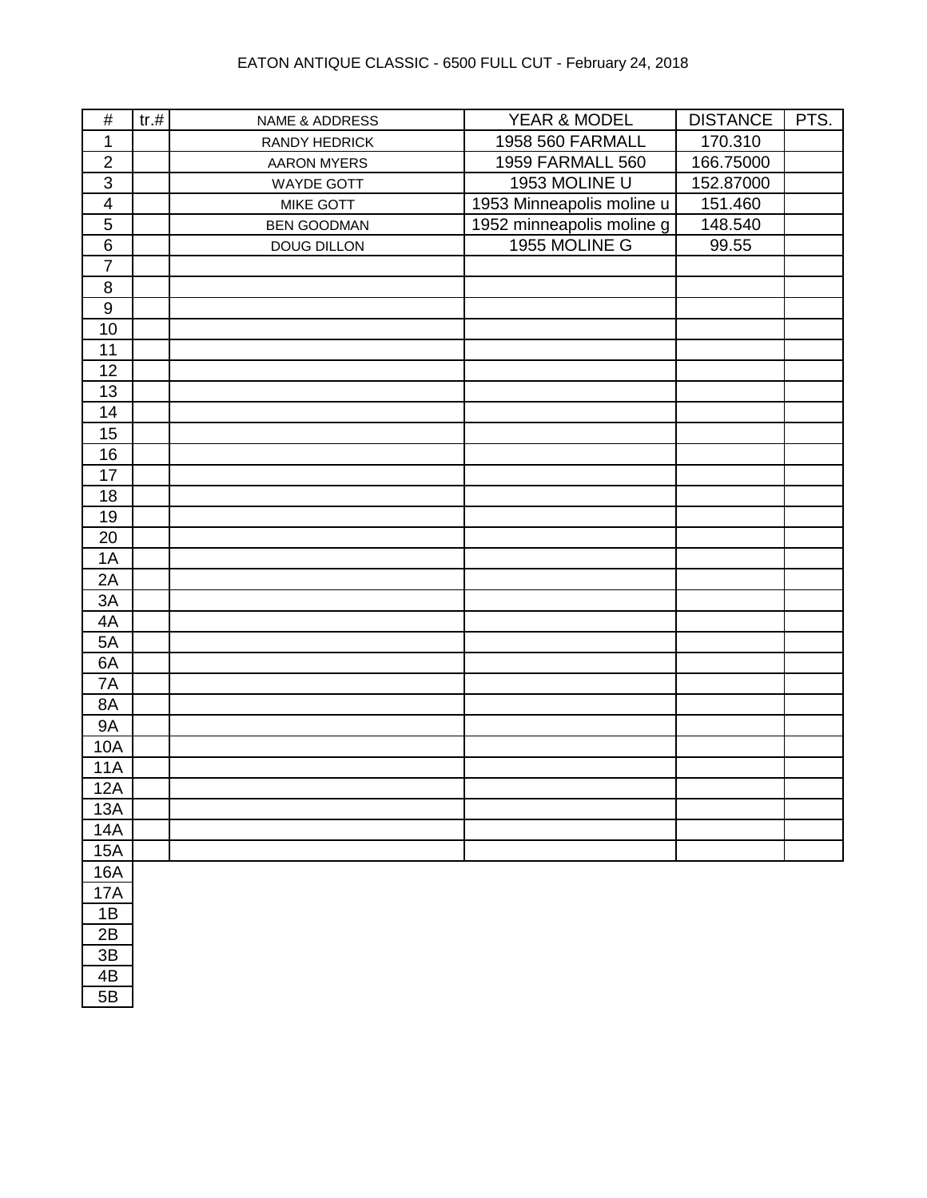EATON ANTIQUE CLASSIC - 6500 FULL CUT - February 24, 2018

| # | tr.# | NAME & ADDRESS | YEAR & MODEL | DISTANCE | PTS. |
|---|---|---|---|---|---|
| 1 | | RANDY HEDRICK | 1958 560 FARMALL | 170.310 | |
| 2 | | AARON MYERS | 1959 FARMALL 560 | 166.75000 | |
| 3 | | WAYDE GOTT | 1953 MOLINE U | 152.87000 | |
| 4 | | MIKE GOTT | 1953 Minneapolis moline u | 151.460 | |
| 5 | | BEN GOODMAN | 1952 minneapolis moline g | 148.540 | |
| 6 | | DOUG DILLON | 1955 MOLINE G | 99.55 | |
| 7 | | | | | |
| 8 | | | | | |
| 9 | | | | | |
| 10 | | | | | |
| 11 | | | | | |
| 12 | | | | | |
| 13 | | | | | |
| 14 | | | | | |
| 15 | | | | | |
| 16 | | | | | |
| 17 | | | | | |
| 18 | | | | | |
| 19 | | | | | |
| 20 | | | | | |
| 1A | | | | | |
| 2A | | | | | |
| 3A | | | | | |
| 4A | | | | | |
| 5A | | | | | |
| 6A | | | | | |
| 7A | | | | | |
| 8A | | | | | |
| 9A | | | | | |
| 10A | | | | | |
| 11A | | | | | |
| 12A | | | | | |
| 13A | | | | | |
| 14A | | | | | |
| 15A | | | | | |
| 16A | | | | | |
| 17A | | | | | |
| 1B | | | | | |
| 2B | | | | | |
| 3B | | | | | |
| 4B | | | | | |
| 5B | | | | | |